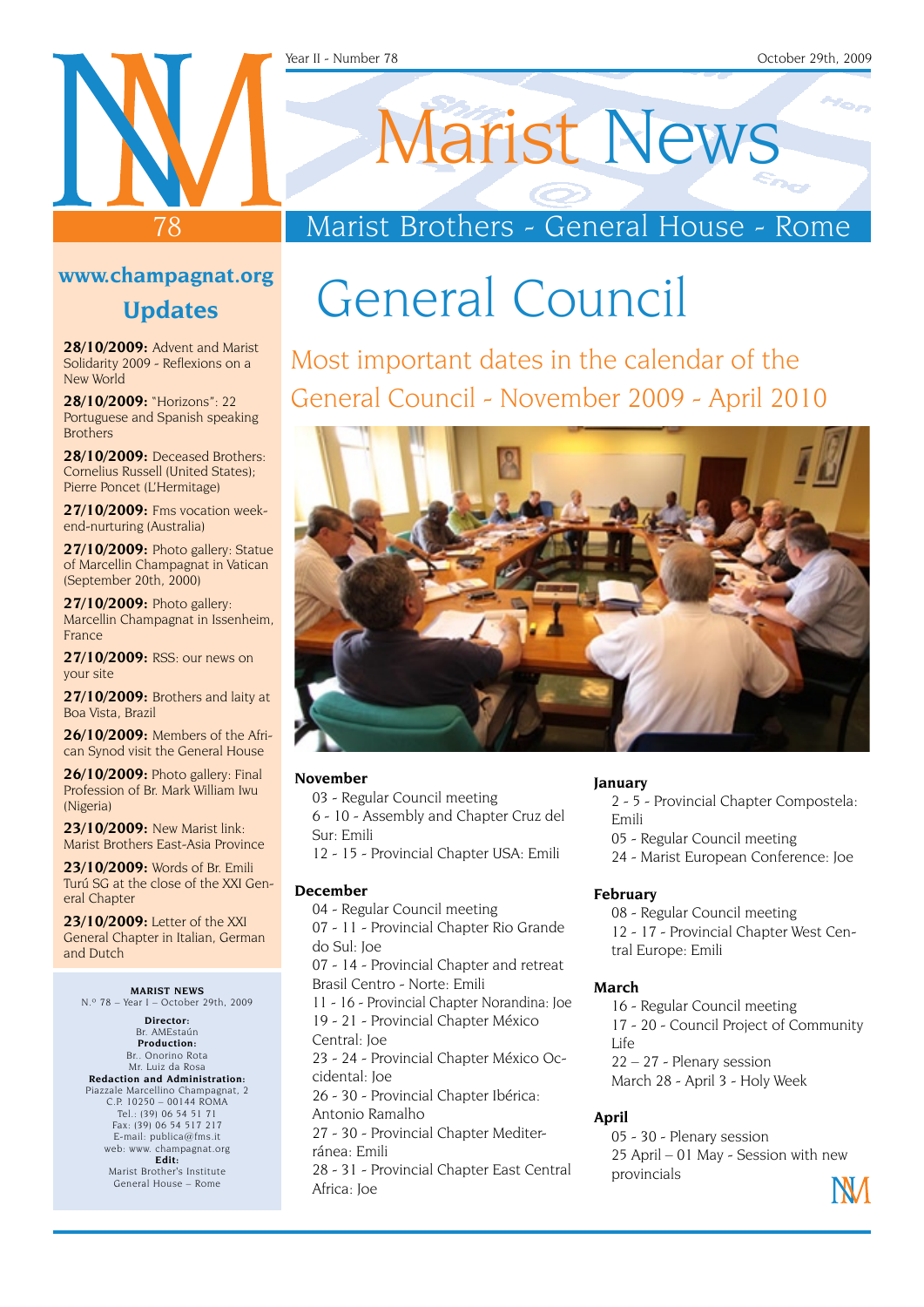Year II - Number 78 October 29th, 2009

# Marist News

Marist Brothers - General House - Rome

## General Council

### Most important dates in the calendar of the General Council - November 2009 - April 2010

**November**

- 03 - Regular Council meeting
- 6 - 10 - Assembly and Chapter Cruz del Sur: Emili
- 12 - 15 - Provincial Chapter USA: Emili

**December**

- 04 - Regular Council meeting
- 07 - 11 - Provincial Chapter Rio Grande do Sul: Joe
- 07 - 14 - Provincial Chapter and retreat Brasil Centro - Norte: Emili
- 11 - 16 - Provincial Chapter Norandina: Joe
- 19 - 21 - Provincial Chapter México Central: Joe
- 23 - 24 - Provincial Chapter México Occidental: Joe
- 26 - 30 - Provincial Chapter Ibérica: Antonio Ramalho
- 27 - 30 - Provincial Chapter Mediterránea: Emili
- 28 - 31 - Provincial Chapter East Central Africa: Joe

**January**

- 2 - 5 - Provincial Chapter Compostela: Emili
- 05 - Regular Council meeting
- 24 - Marist European Conference: Joe

**February**

- 08 - Regular Council meeting
- 12 - 17 - Provincial Chapter West Central Europe: Emili

**March**

- 16 - Regular Council meeting
- 17 - 20 - Council Project of Community Life
- 22 – 27 - Plenary session
- March 28 - April 3 - Holy Week

**April**

- 05 - 30 - Plenary session
- 25 April – 01 May - Session with new provincials

---

**www.champagnat.org**

**Updates**

**28/10/2009:** Advent and Marist Solidarity 2009 - Reflexions on a New World

**28/10/2009:** "Horizons": 22 Portuguese and Spanish speaking Brothers

**28/10/2009:** Deceased Brothers: Cornelius Russell (United States); Pierre Poncet (L'Hermitage)

**27/10/2009:** Fms vocation weekend-nurturing (Australia)

**27/10/2009:** Photo gallery: Statue of Marcellin Champagnat in Vatican (September 20th, 2000)

**27/10/2009:** Photo gallery: Marcellin Champagnat in Issenheim, France

**27/10/2009:** RSS: our news on your site

**27/10/2009:** Brothers and laity at Boa Vista, Brazil

**26/10/2009:** Members of the African Synod visit the General House

**26/10/2009:** Photo gallery: Final Profession of Br. Mark William Iwu (Nigeria)

**23/10/2009:** New Marist link: Marist Brothers East-Asia Province

**23/10/2009:** Words of Br. Emili Turú SG at the close of the XXI General Chapter

**23/10/2009:** Letter of the XXI General Chapter in Italian, German and Dutch

---

**MARIST NEWS**
N.º 78 – Year I – October 29th, 2009

**Director:**
Br. AMEstaún
**Production:**
Br.. Onorino Rota
Mr. Luiz da Rosa
**Redaction and Administration:**
Piazzale Marcellino Champagnat, 2
C.P. 10250 – 00144 ROMA
Tel.: (39) 06 54 51 71
Fax: (39) 06 54 517 217
E-mail: publica@fms.it
web: www. champagnat.org
**Edit:**
Marist Brother's Institute
General House – Rome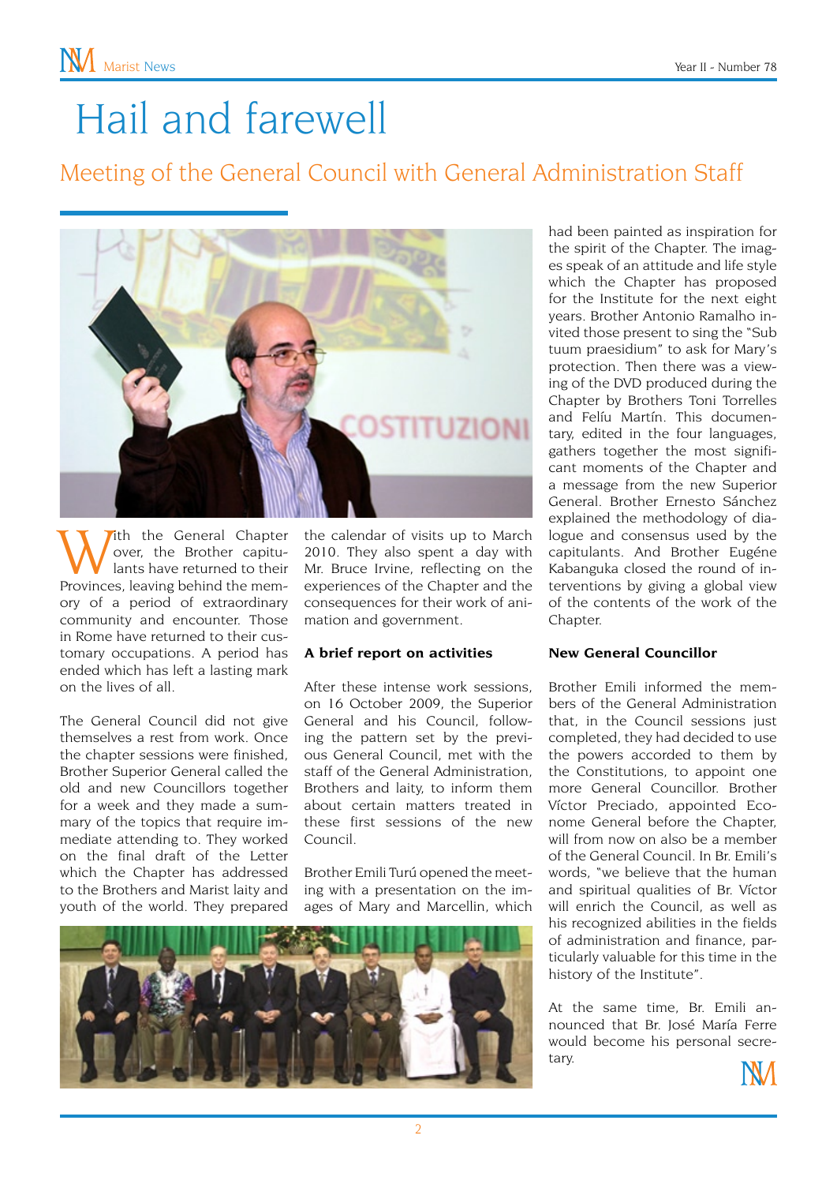# Hail and farewell

## Meeting of the General Council with General Administration Staff

With the General Chapter over, the Brother capitulants have returned to their Provinces, leaving behind the memory of a period of extraordinary community and encounter. Those in Rome have returned to their customary occupations. A period has ended which has left a lasting mark on the lives of all.

The General Council did not give themselves a rest from work. Once the chapter sessions were finished, Brother Superior General called the old and new Councillors together for a week and they made a summary of the topics that require immediate attending to. They worked on the final draft of the Letter which the Chapter has addressed to the Brothers and Marist laity and youth of the world. They prepared the calendar of visits up to March 2010. They also spent a day with Mr. Bruce Irvine, reflecting on the experiences of the Chapter and the consequences for their work of animation and government.

### A brief report on activities

After these intense work sessions, on 16 October 2009, the Superior General and his Council, following the pattern set by the previous General Council, met with the staff of the General Administration, Brothers and laity, to inform them about certain matters treated in these first sessions of the new Council.

Brother Emili Turú opened the meeting with a presentation on the images of Mary and Marcellin, which had been painted as inspiration for the spirit of the Chapter. The images speak of an attitude and life style which the Chapter has proposed for the Institute for the next eight years. Brother Antonio Ramalho invited those present to sing the "Sub tuum praesidium" to ask for Mary's protection. Then there was a viewing of the DVD produced during the Chapter by Brothers Toni Torrelles and Felíu Martín. This documentary, edited in the four languages, gathers together the most significant moments of the Chapter and a message from the new Superior General. Brother Ernesto Sánchez explained the methodology of dialogue and consensus used by the capitulants. And Brother Eugéne Kabanguka closed the round of interventions by giving a global view of the contents of the work of the Chapter.

### New General Councillor

Brother Emili informed the members of the General Administration that, in the Council sessions just completed, they had decided to use the powers accorded to them by the Constitutions, to appoint one more General Councillor. Brother Víctor Preciado, appointed Econome General before the Chapter, will from now on also be a member of the General Council. In Br. Emili's words, "we believe that the human and spiritual qualities of Br. Víctor will enrich the Council, as well as his recognized abilities in the fields of administration and finance, particularly valuable for this time in the history of the Institute".

At the same time, Br. Emili announced that Br. José María Ferre would become his personal secretary.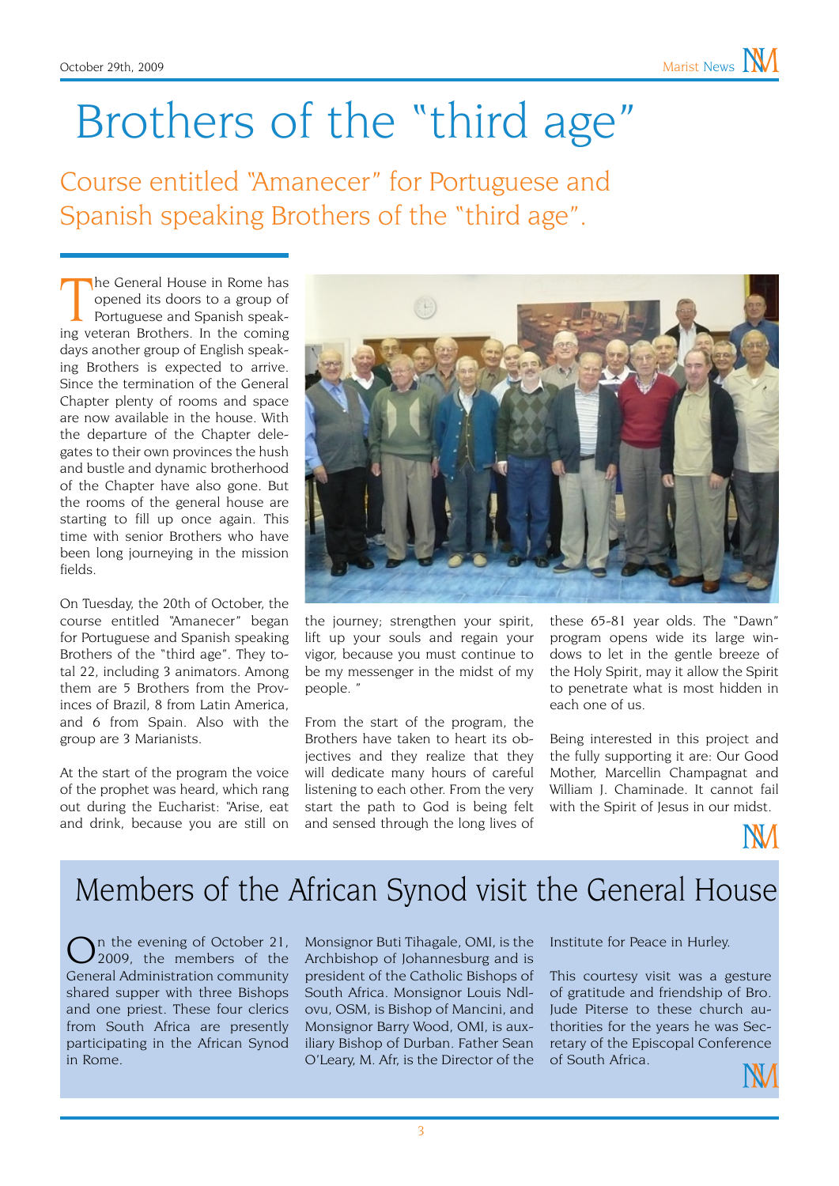# Brothers of the "third age"

## Course entitled "Amanecer" for Portuguese and Spanish speaking Brothers of the "third age".

The General House in Rome has opened its doors to a group of Portuguese and Spanish speaking veteran Brothers. In the coming days another group of English speaking Brothers is expected to arrive. Since the termination of the General Chapter plenty of rooms and space are now available in the house. With the departure of the Chapter delegates to their own provinces the hush and bustle and dynamic brotherhood of the Chapter have also gone. But the rooms of the general house are starting to fill up once again. This time with senior Brothers who have been long journeying in the mission fields.

On Tuesday, the 20th of October, the course entitled "Amanecer" began for Portuguese and Spanish speaking Brothers of the "third age". They total 22, including 3 animators. Among them are 5 Brothers from the Provinces of Brazil, 8 from Latin America, and 6 from Spain. Also with the group are 3 Marianists.

At the start of the program the voice of the prophet was heard, which rang out during the Eucharist: "Arise, eat and drink, because you are still on the journey; strengthen your spirit, lift up your souls and regain your vigor, because you must continue to be my messenger in the midst of my people. "

From the start of the program, the Brothers have taken to heart its objectives and they realize that they will dedicate many hours of careful listening to each other. From the very start the path to God is being felt and sensed through the long lives of these 65-81 year olds. The "Dawn" program opens wide its large windows to let in the gentle breeze of the Holy Spirit, may it allow the Spirit to penetrate what is most hidden in each one of us.

Being interested in this project and the fully supporting it are: Our Good Mother, Marcellin Champagnat and William J. Chaminade. It cannot fail with the Spirit of Jesus in our midst.

# Members of the African Synod visit the General House

On the evening of October 21, 2009, the members of the General Administration community shared supper with three Bishops and one priest. These four clerics from South Africa are presently participating in the African Synod in Rome. Monsignor Buti Tihagale, OMI, is the Archbishop of Johannesburg and is president of the Catholic Bishops of South Africa. Monsignor Louis Ndlovu, OSM, is Bishop of Mancini, and Monsignor Barry Wood, OMI, is auxiliary Bishop of Durban. Father Sean O'Leary, M. Afr, is the Director of the Institute for Peace in Hurley.

This courtesy visit was a gesture of gratitude and friendship of Bro. Jude Piterse to these church authorities for the years he was Secretary of the Episcopal Conference of South Africa.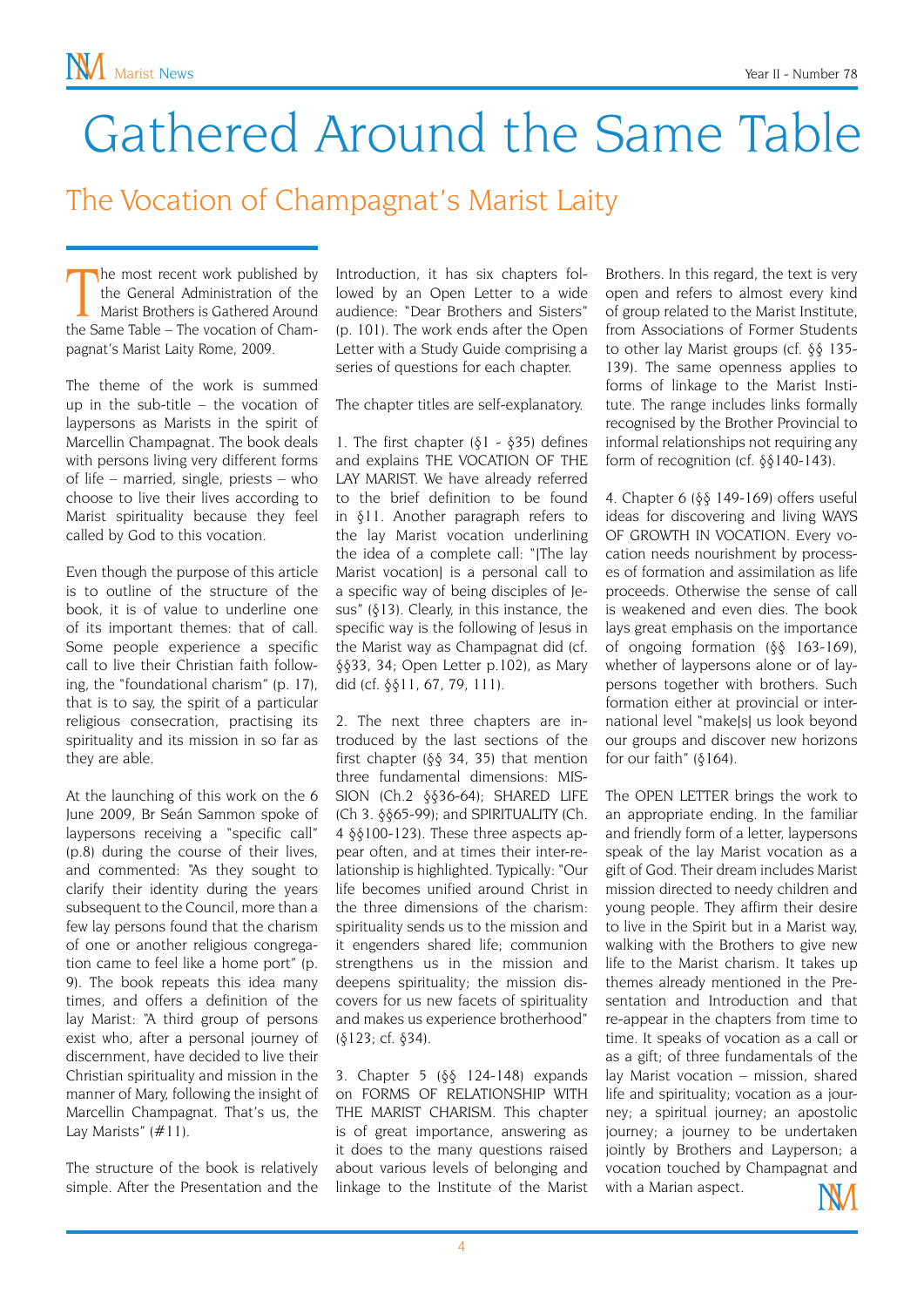# Gathered Around the Same Table

## The Vocation of Champagnat's Marist Laity

The most recent work published by the General Administration of the Marist Brothers is Gathered Around the Same Table – The vocation of Champagnat's Marist Laity Rome, 2009.

The theme of the work is summed up in the sub-title – the vocation of laypersons as Marists in the spirit of Marcellin Champagnat. The book deals with persons living very different forms of life – married, single, priests – who choose to live their lives according to Marist spirituality because they feel called by God to this vocation.

Even though the purpose of this article is to outline of the structure of the book, it is of value to underline one of its important themes: that of call. Some people experience a specific call to live their Christian faith following, the "foundational charism" (p. 17), that is to say, the spirit of a particular religious consecration, practising its spirituality and its mission in so far as they are able.

At the launching of this work on the 6 June 2009, Br Seán Sammon spoke of laypersons receiving a "specific call" (p.8) during the course of their lives, and commented: "As they sought to clarify their identity during the years subsequent to the Council, more than a few lay persons found that the charism of one or another religious congregation came to feel like a home port" (p. 9). The book repeats this idea many times, and offers a definition of the lay Marist: "A third group of persons exist who, after a personal journey of discernment, have decided to live their Christian spirituality and mission in the manner of Mary, following the insight of Marcellin Champagnat. That's us, the Lay Marists" (#11).

The structure of the book is relatively simple. After the Presentation and the Introduction, it has six chapters followed by an Open Letter to a wide audience: "Dear Brothers and Sisters" (p. 101). The work ends after the Open Letter with a Study Guide comprising a series of questions for each chapter.

The chapter titles are self-explanatory.

1. The first chapter (§1 - §35) defines and explains THE VOCATION OF THE LAY MARIST. We have already referred to the brief definition to be found in §11. Another paragraph refers to the lay Marist vocation underlining the idea of a complete call: "[The lay Marist vocation] is a personal call to a specific way of being disciples of Jesus" (§13). Clearly, in this instance, the specific way is the following of Jesus in the Marist way as Champagnat did (cf. §§33, 34; Open Letter p.102), as Mary did (cf. §§11, 67, 79, 111).

2. The next three chapters are introduced by the last sections of the first chapter (§§ 34, 35) that mention three fundamental dimensions: MISSION (Ch.2 §§36-64); SHARED LIFE (Ch 3. §§65-99); and SPIRITUALITY (Ch. 4 §§100-123). These three aspects appear often, and at times their inter-relationship is highlighted. Typically: "Our life becomes unified around Christ in the three dimensions of the charism: spirituality sends us to the mission and it engenders shared life; communion strengthens us in the mission and deepens spirituality; the mission discovers for us new facets of spirituality and makes us experience brotherhood" (§123; cf. §34).

3. Chapter 5 (§§ 124-148) expands on FORMS OF RELATIONSHIP WITH THE MARIST CHARISM. This chapter is of great importance, answering as it does to the many questions raised about various levels of belonging and linkage to the Institute of the Marist Brothers. In this regard, the text is very open and refers to almost every kind of group related to the Marist Institute, from Associations of Former Students to other lay Marist groups (cf. §§ 135-139). The same openness applies to forms of linkage to the Marist Institute. The range includes links formally recognised by the Brother Provincial to informal relationships not requiring any form of recognition (cf. §§140-143).

4. Chapter 6 (§§ 149-169) offers useful ideas for discovering and living WAYS OF GROWTH IN VOCATION. Every vocation needs nourishment by processes of formation and assimilation as life proceeds. Otherwise the sense of call is weakened and even dies. The book lays great emphasis on the importance of ongoing formation (§§ 163-169), whether of laypersons alone or of laypersons together with brothers. Such formation either at provincial or international level "make[s] us look beyond our groups and discover new horizons for our faith" (§164).

The OPEN LETTER brings the work to an appropriate ending. In the familiar and friendly form of a letter, laypersons speak of the lay Marist vocation as a gift of God. Their dream includes Marist mission directed to needy children and young people. They affirm their desire to live in the Spirit but in a Marist way, walking with the Brothers to give new life to the Marist charism. It takes up themes already mentioned in the Presentation and Introduction and that re-appear in the chapters from time to time. It speaks of vocation as a call or as a gift; of three fundamentals of the lay Marist vocation – mission, shared life and spirituality; vocation as a journey; a spiritual journey; an apostolic journey; a journey to be undertaken jointly by Brothers and Layperson; a vocation touched by Champagnat and with a Marian aspect.